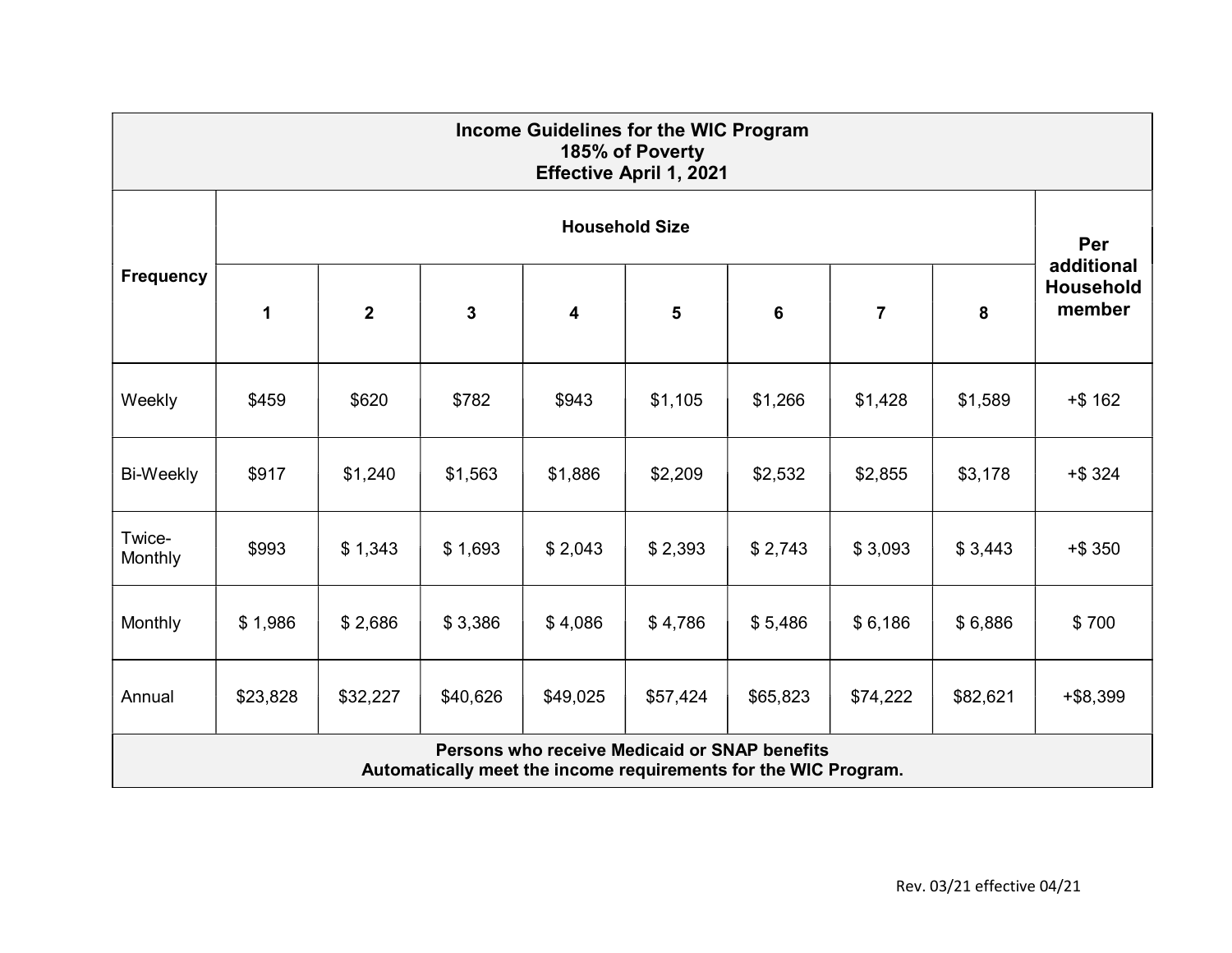| Income Guidelines for the WIC Program<br>185% of Poverty<br>Effective April 1, 2021 | | | | | | | | | |
|---|---|---|---|---|---|---|---|---|---|
| **Frequency** | **Household Size** | | | | | | | | **Per additional Household member** |
| | **1** | **2** | **3** | **4** | **5** | **6** | **7** | **8** | |
| Weekly | $459 | $620 | $782 | $943 | $1,105 | $1,266 | $1,428 | $1,589 | +$ 162 |
| Bi-Weekly | $917 | $1,240 | $1,563 | $1,886 | $2,209 | $2,532 | $2,855 | $3,178 | +$ 324 |
| Twice-Monthly | $993 | $ 1,343 | $ 1,693 | $ 2,043 | $ 2,393 | $ 2,743 | $ 3,093 | $ 3,443 | +$ 350 |
| Monthly | $ 1,986 | $ 2,686 | $ 3,386 | $ 4,086 | $ 4,786 | $ 5,486 | $ 6,186 | $ 6,886 | $ 700 |
| Annual | $23,828 | $32,227 | $40,626 | $49,025 | $57,424 | $65,823 | $74,222 | $82,621 | +$8,399 |

**Persons who receive Medicaid or SNAP benefits Automatically meet the income requirements for the WIC Program.**

Rev. 03/21 effective 04/21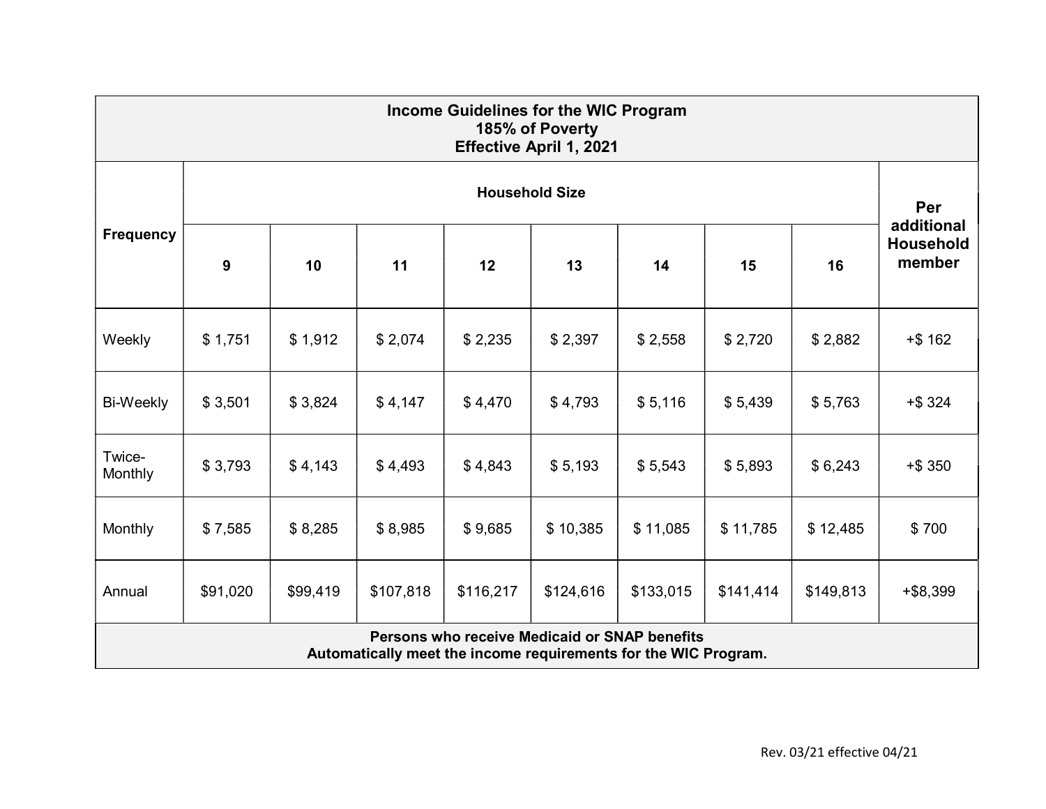| Income Guidelines for the WIC Program<br>185% of Poverty<br>Effective April 1, 2021 | | | | | | | | | |
|---|---|---|---|---|---|---|---|---|---|
| Frequency | Household Size | | | | | | | | Per additional Household member |
| | 9 | 10 | 11 | 12 | 13 | 14 | 15 | 16 | |
| Weekly | $ 1,751 | $ 1,912 | $ 2,074 | $ 2,235 | $ 2,397 | $ 2,558 | $ 2,720 | $ 2,882 | +$ 162 |
| Bi-Weekly | $ 3,501 | $ 3,824 | $ 4,147 | $ 4,470 | $ 4,793 | $ 5,116 | $ 5,439 | $ 5,763 | +$ 324 |
| Twice-Monthly | $ 3,793 | $ 4,143 | $ 4,493 | $ 4,843 | $ 5,193 | $ 5,543 | $ 5,893 | $ 6,243 | +$ 350 |
| Monthly | $ 7,585 | $ 8,285 | $ 8,985 | $ 9,685 | $ 10,385 | $ 11,085 | $ 11,785 | $ 12,485 | $ 700 |
| Annual | $91,020 | $99,419 | $107,818 | $116,217 | $124,616 | $133,015 | $141,414 | $149,813 | +$8,399 |
| Persons who receive Medicaid or SNAP benefits<br>Automatically meet the income requirements for the WIC Program. | | | | | | | | | |

Rev. 03/21 effective 04/21